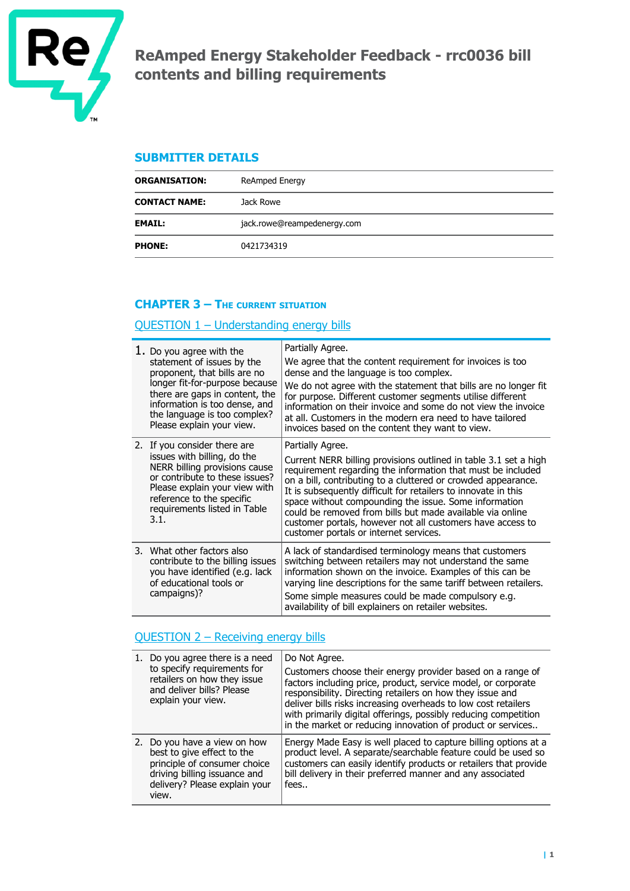# ReAmped Energy Stakeholder Feedback - rrc0036 bill contents and billing requirements

## SUBMITTER DETAILS

| | |
|---|---|
| **ORGANISATION:** | ReAmped Energy |
| **CONTACT NAME:** | Jack Rowe |
| **EMAIL:** | jack.rowe@reampedenergy.com |
| **PHONE:** | 0421734319 |

## CHAPTER 3 – The current situation

### QUESTION 1 – Understanding energy bills

| Question | Response |
|---|---|
| 1. Do you agree with the statement of issues by the proponent, that bills are no longer fit-for-purpose because there are gaps in content, the information is too dense, and the language is too complex? Please explain your view. | Partially Agree.<br>We agree that the content requirement for invoices is too dense and the language is too complex.<br>We do not agree with the statement that bills are no longer fit for purpose. Different customer segments utilise different information on their invoice and some do not view the invoice at all. Customers in the modern era need to have tailored invoices based on the content they want to view. |
| 2. If you consider there are issues with billing, do the NERR billing provisions cause or contribute to these issues? Please explain your view with reference to the specific requirements listed in Table 3.1. | Partially Agree.<br>Current NERR billing provisions outlined in table 3.1 set a high requirement regarding the information that must be included on a bill, contributing to a cluttered or crowded appearance. It is subsequently difficult for retailers to innovate in this space without compounding the issue. Some information could be removed from bills but made available via online customer portals, however not all customers have access to customer portals or internet services. |
| 3. What other factors also contribute to the billing issues you have identified (e.g. lack of educational tools or campaigns)? | A lack of standardised terminology means that customers switching between retailers may not understand the same information shown on the invoice. Examples of this can be varying line descriptions for the same tariff between retailers.<br>Some simple measures could be made compulsory e.g. availability of bill explainers on retailer websites. |

### QUESTION 2 – Receiving energy bills

| Question | Response |
|---|---|
| 1. Do you agree there is a need to specify requirements for retailers on how they issue and deliver bills? Please explain your view. | Do Not Agree.<br>Customers choose their energy provider based on a range of factors including price, product, service model, or corporate responsibility. Directing retailers on how they issue and deliver bills risks increasing overheads to low cost retailers with primarily digital offerings, possibly reducing competition in the market or reducing innovation of product or services.. |
| 2. Do you have a view on how best to give effect to the principle of consumer choice driving billing issuance and delivery? Please explain your view. | Energy Made Easy is well placed to capture billing options at a product level. A separate/searchable feature could be used so customers can easily identify products or retailers that provide bill delivery in their preferred manner and any associated fees.. |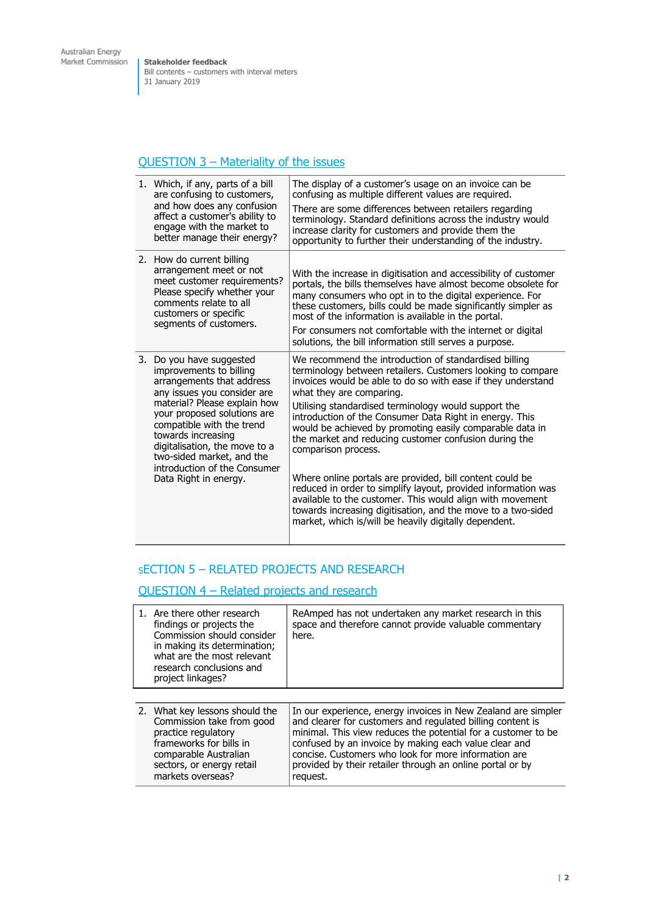## QUESTION 3 – Materiality of the issues

| | |
|---|---|
| 1. Which, if any, parts of a bill are confusing to customers, and how does any confusion affect a customer's ability to engage with the market to better manage their energy? | The display of a customer's usage on an invoice can be confusing as multiple different values are required.<br><br>There are some differences between retailers regarding terminology. Standard definitions across the industry would increase clarity for customers and provide them the opportunity to further their understanding of the industry. |
| 2. How do current billing arrangement meet or not meet customer requirements? Please specify whether your comments relate to all customers or specific segments of customers. | With the increase in digitisation and accessibility of customer portals, the bills themselves have almost become obsolete for many consumers who opt in to the digital experience. For these customers, bills could be made significantly simpler as most of the information is available in the portal.<br><br>For consumers not comfortable with the internet or digital solutions, the bill information still serves a purpose. |
| 3. Do you have suggested improvements to billing arrangements that address any issues you consider are material? Please explain how your proposed solutions are compatible with the trend towards increasing digitalisation, the move to a two-sided market, and the introduction of the Consumer Data Right in energy. | We recommend the introduction of standardised billing terminology between retailers. Customers looking to compare invoices would be able to do so with ease if they understand what they are comparing.<br><br>Utilising standardised terminology would support the introduction of the Consumer Data Right in energy. This would be achieved by promoting easily comparable data in the market and reducing customer confusion during the comparison process.<br><br>Where online portals are provided, bill content could be reduced in order to simplify layout, provided information was available to the customer. This would align with movement towards increasing digitisation, and the move to a two-sided market, which is/will be heavily digitally dependent. |

## SECTION 5 – RELATED PROJECTS AND RESEARCH

## QUESTION 4 – Related projects and research

| | |
|---|---|
| 1. Are there other research findings or projects the Commission should consider in making its determination; what are the most relevant research conclusions and project linkages? | ReAmped has not undertaken any market research in this space and therefore cannot provide valuable commentary here. |
| 2. What key lessons should the Commission take from good practice regulatory frameworks for bills in comparable Australian sectors, or energy retail markets overseas? | In our experience, energy invoices in New Zealand are simpler and clearer for customers and regulated billing content is minimal. This view reduces the potential for a customer to be confused by an invoice by making each value clear and concise. Customers who look for more information are provided by their retailer through an online portal or by request. |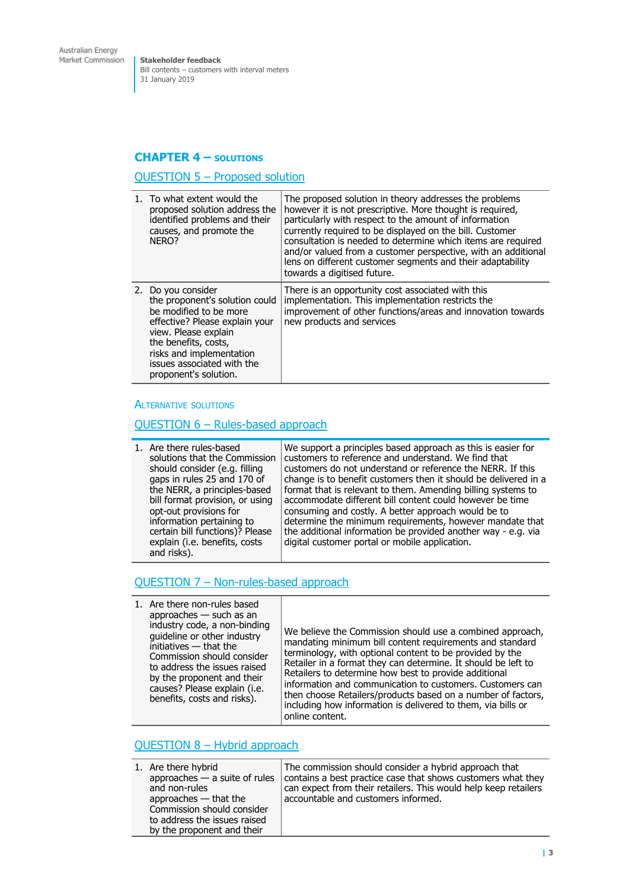## CHAPTER 4 – SOLUTIONS

### QUESTION 5 – Proposed solution

| | |
|---|---|
| 1. To what extent would the proposed solution address the identified problems and their causes, and promote the NERO? | The proposed solution in theory addresses the problems however it is not prescriptive. More thought is required, particularly with respect to the amount of information currently required to be displayed on the bill. Customer consultation is needed to determine which items are required and/or valued from a customer perspective, with an additional lens on different customer segments and their adaptability towards a digitised future. |
| 2. Do you consider the proponent's solution could be modified to be more effective? Please explain your view. Please explain the benefits, costs, risks and implementation issues associated with the proponent's solution. | There is an opportunity cost associated with this implementation. This implementation restricts the improvement of other functions/areas and innovation towards new products and services |

### ALTERNATIVE SOLUTIONS

### QUESTION 6 – Rules-based approach

| | |
|---|---|
| 1. Are there rules-based solutions that the Commission should consider (e.g. filling gaps in rules 25 and 170 of the NERR, a principles-based bill format provision, or using opt-out provisions for information pertaining to certain bill functions)? Please explain (i.e. benefits, costs and risks). | We support a principles based approach as this is easier for customers to reference and understand. We find that customers do not understand or reference the NERR. If this change is to benefit customers then it should be delivered in a format that is relevant to them. Amending billing systems to accommodate different bill content could however be time consuming and costly. A better approach would be to determine the minimum requirements, however mandate that the additional information be provided another way - e.g. via digital customer portal or mobile application. |

### QUESTION 7 – Non-rules-based approach

| | |
|---|---|
| 1. Are there non-rules based approaches — such as an industry code, a non-binding guideline or other industry initiatives — that the Commission should consider to address the issues raised by the proponent and their causes? Please explain (i.e. benefits, costs and risks). | We believe the Commission should use a combined approach, mandating minimum bill content requirements and standard terminology, with optional content to be provided by the Retailer in a format they can determine. It should be left to Retailers to determine how best to provide additional information and communication to customers. Customers can then choose Retailers/products based on a number of factors, including how information is delivered to them, via bills or online content. |

### QUESTION 8 – Hybrid approach

| | |
|---|---|
| 1. Are there hybrid approaches — a suite of rules and non-rules approaches — that the Commission should consider to address the issues raised by the proponent and their | The commission should consider a hybrid approach that contains a best practice case that shows customers what they can expect from their retailers. This would help keep retailers accountable and customers informed. |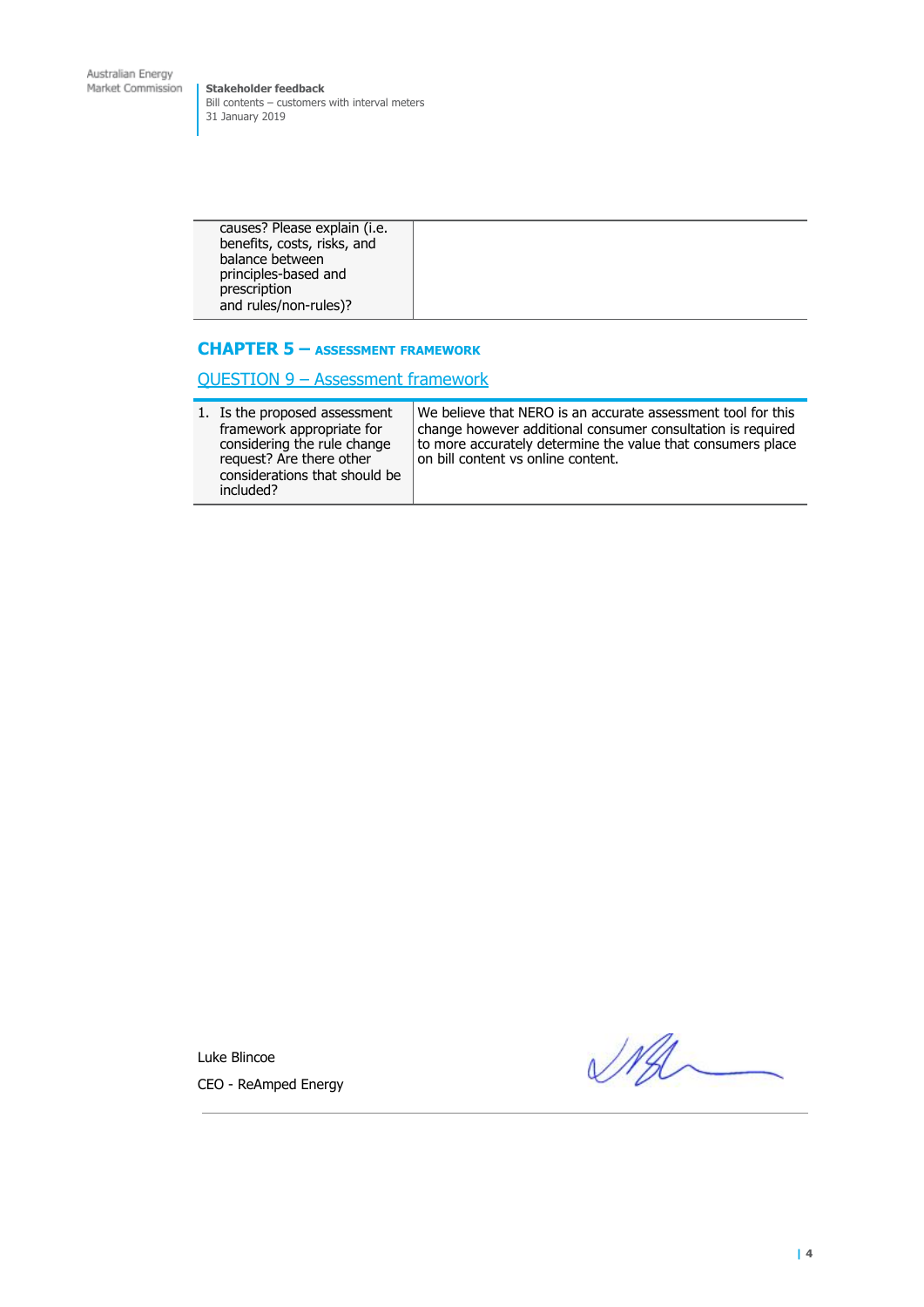| | |
|---|---|
| causes? Please explain (i.e. benefits, costs, risks, and balance between principles-based and prescription and rules/non-rules)? | |

## CHAPTER 5 – ASSESSMENT FRAMEWORK

### QUESTION 9 – Assessment framework

| | |
|---|---|
| 1. Is the proposed assessment framework appropriate for considering the rule change request? Are there other considerations that should be included? | We believe that NERO is an accurate assessment tool for this change however additional consumer consultation is required to more accurately determine the value that consumers place on bill content vs online content. |

Luke Blincoe

CEO - ReAmped Energy